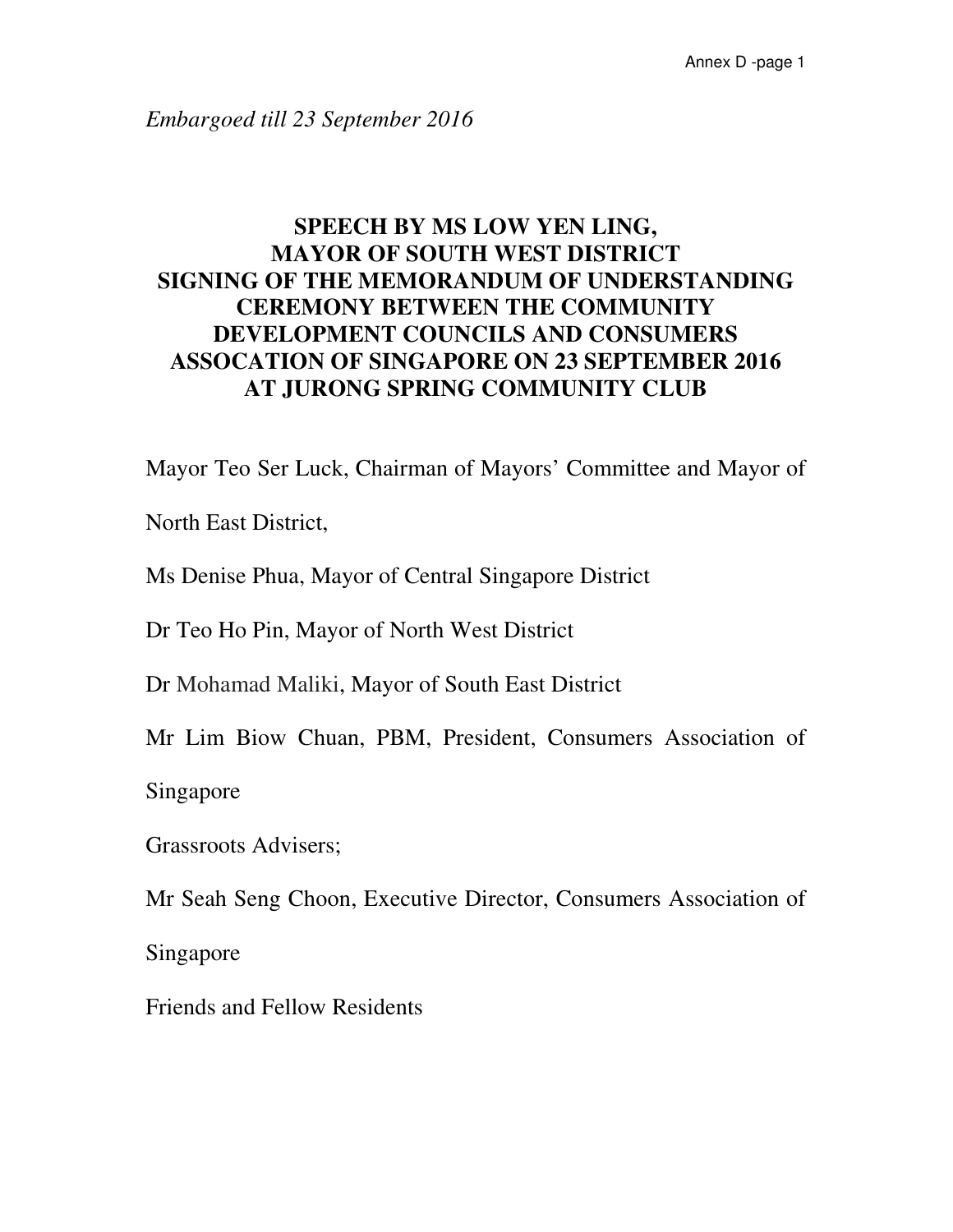*Embargoed till 23 September 2016*

# SPEECH BY MS LOW YEN LING, MAYOR OF SOUTH WEST DISTRICT SIGNING OF THE MEMORANDUM OF UNDERSTANDING CEREMONY BETWEEN THE COMMUNITY DEVELOPMENT COUNCILS AND CONSUMERS ASSOCATION OF SINGAPORE ON 23 SEPTEMBER 2016 AT JURONG SPRING COMMUNITY CLUB

Mayor Teo Ser Luck, Chairman of Mayors' Committee and Mayor of North East District,

Ms Denise Phua, Mayor of Central Singapore District

Dr Teo Ho Pin, Mayor of North West District

Dr Mohamad Maliki, Mayor of South East District

Mr Lim Biow Chuan, PBM, President, Consumers Association of Singapore

Grassroots Advisers;

Mr Seah Seng Choon, Executive Director, Consumers Association of Singapore

Friends and Fellow Residents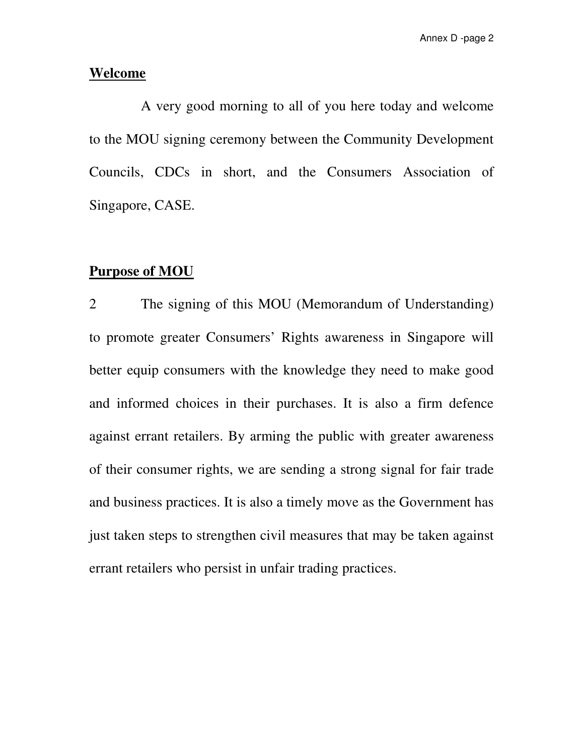## Welcome

A very good morning to all of you here today and welcome to the MOU signing ceremony between the Community Development Councils, CDCs in short, and the Consumers Association of Singapore, CASE.

## Purpose of MOU

2 The signing of this MOU (Memorandum of Understanding) to promote greater Consumers' Rights awareness in Singapore will better equip consumers with the knowledge they need to make good and informed choices in their purchases. It is also a firm defence against errant retailers. By arming the public with greater awareness of their consumer rights, we are sending a strong signal for fair trade and business practices. It is also a timely move as the Government has just taken steps to strengthen civil measures that may be taken against errant retailers who persist in unfair trading practices.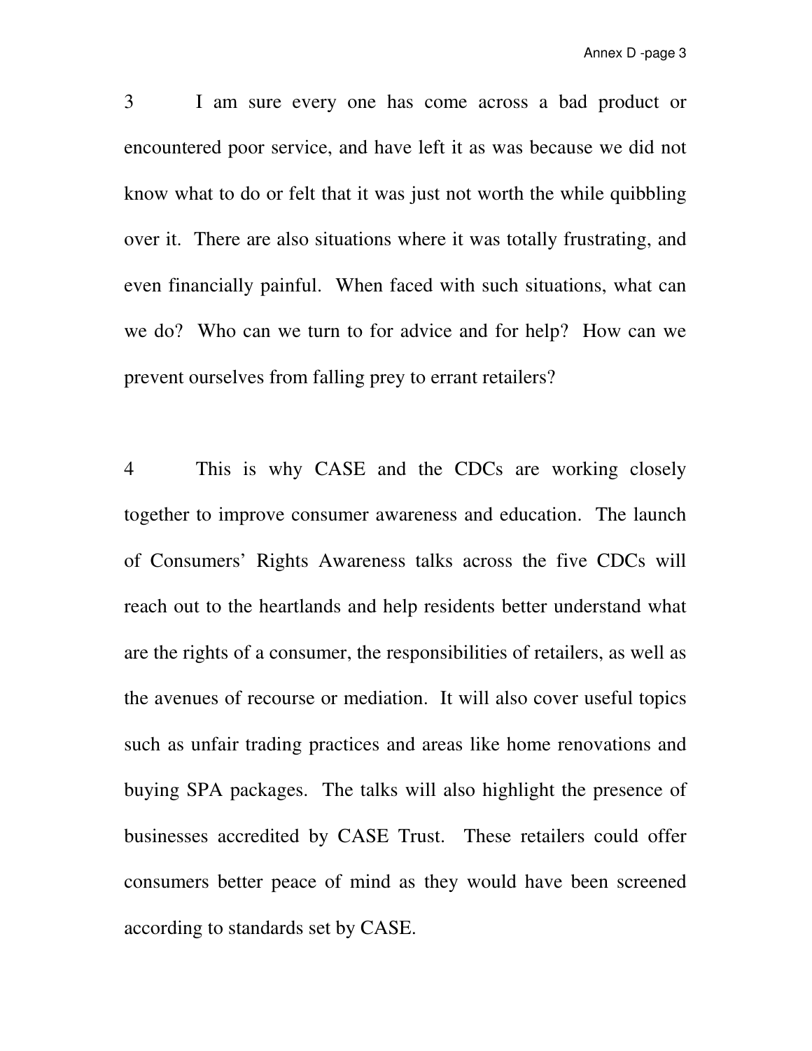3 I am sure every one has come across a bad product or encountered poor service, and have left it as was because we did not know what to do or felt that it was just not worth the while quibbling over it. There are also situations where it was totally frustrating, and even financially painful. When faced with such situations, what can we do? Who can we turn to for advice and for help? How can we prevent ourselves from falling prey to errant retailers?

4 This is why CASE and the CDCs are working closely together to improve consumer awareness and education. The launch of Consumers' Rights Awareness talks across the five CDCs will reach out to the heartlands and help residents better understand what are the rights of a consumer, the responsibilities of retailers, as well as the avenues of recourse or mediation. It will also cover useful topics such as unfair trading practices and areas like home renovations and buying SPA packages. The talks will also highlight the presence of businesses accredited by CASE Trust. These retailers could offer consumers better peace of mind as they would have been screened according to standards set by CASE.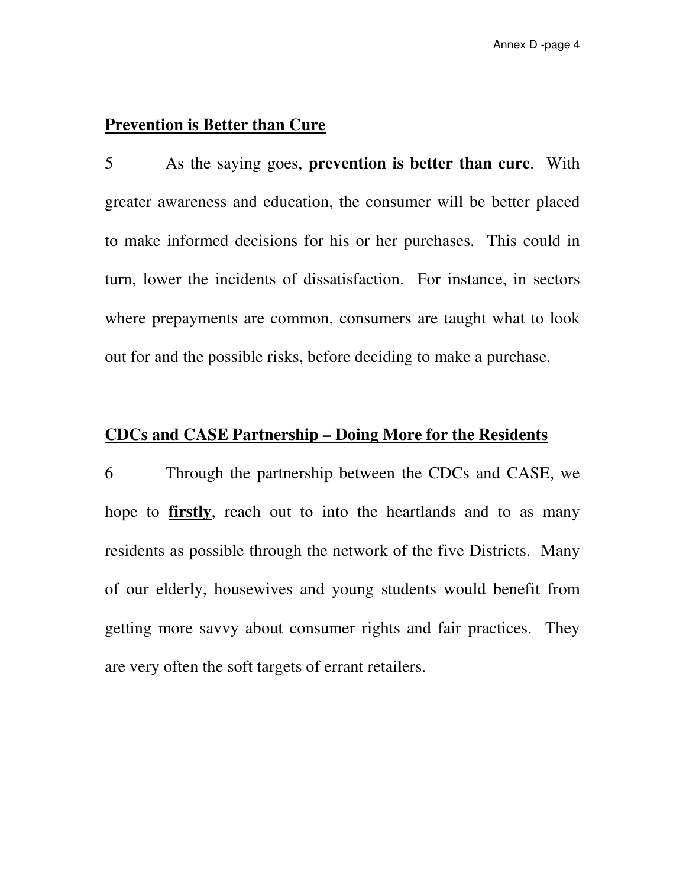**<u>Prevention is Better than Cure</u>**

5 As the saying goes, **prevention is better than cure**. With greater awareness and education, the consumer will be better placed to make informed decisions for his or her purchases. This could in turn, lower the incidents of dissatisfaction. For instance, in sectors where prepayments are common, consumers are taught what to look out for and the possible risks, before deciding to make a purchase.

**<u>CDCs and CASE Partnership – Doing More for the Residents</u>**

6 Through the partnership between the CDCs and CASE, we hope to **<u>firstly</u>**, reach out to into the heartlands and to as many residents as possible through the network of the five Districts. Many of our elderly, housewives and young students would benefit from getting more savvy about consumer rights and fair practices. They are very often the soft targets of errant retailers.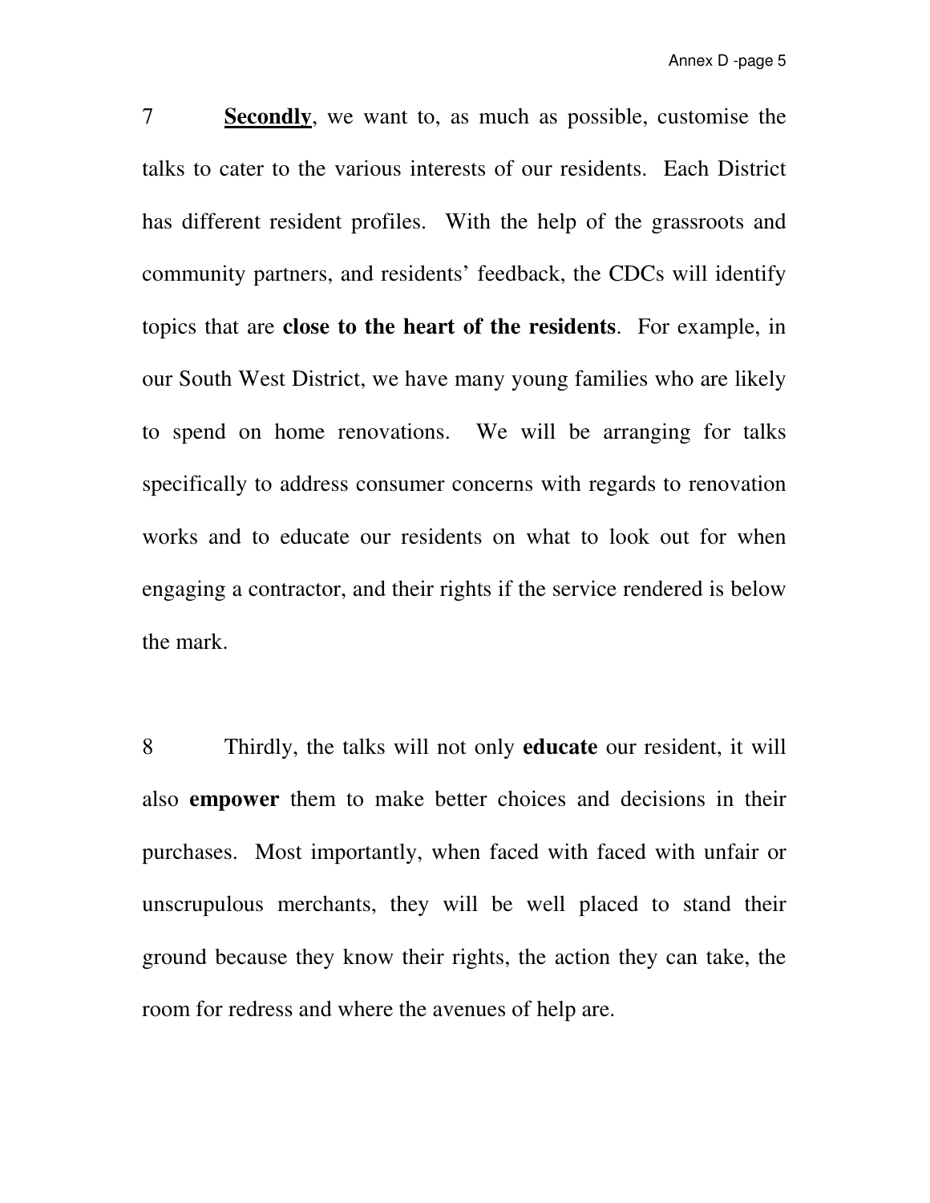7 **Secondly**, we want to, as much as possible, customise the talks to cater to the various interests of our residents. Each District has different resident profiles. With the help of the grassroots and community partners, and residents' feedback, the CDCs will identify topics that are **close to the heart of the residents**. For example, in our South West District, we have many young families who are likely to spend on home renovations. We will be arranging for talks specifically to address consumer concerns with regards to renovation works and to educate our residents on what to look out for when engaging a contractor, and their rights if the service rendered is below the mark.

8 Thirdly, the talks will not only **educate** our resident, it will also **empower** them to make better choices and decisions in their purchases. Most importantly, when faced with faced with unfair or unscrupulous merchants, they will be well placed to stand their ground because they know their rights, the action they can take, the room for redress and where the avenues of help are.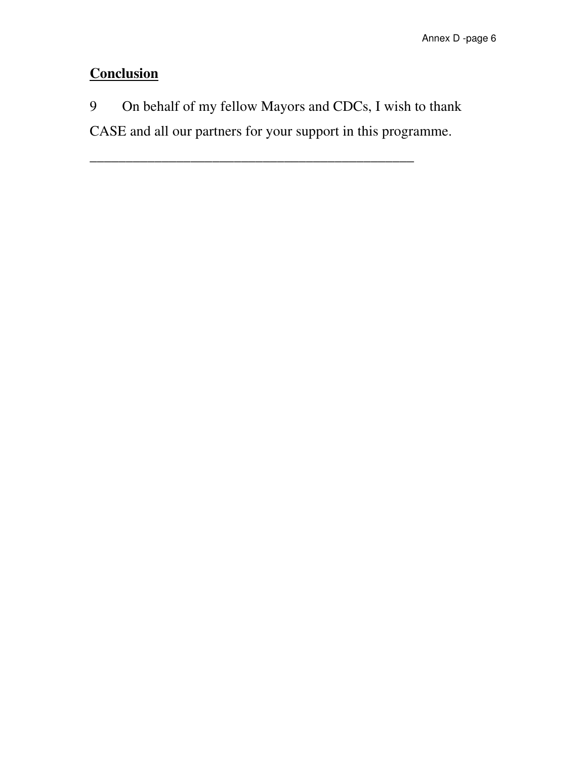## Conclusion

9 On behalf of my fellow Mayors and CDCs, I wish to thank CASE and all our partners for your support in this programme.

---